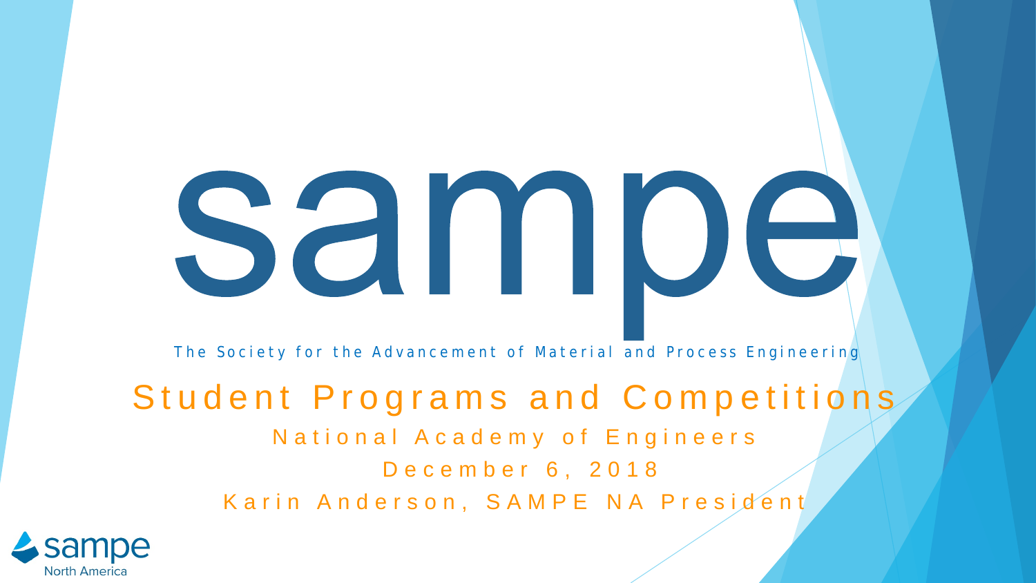# sampe

The Society for the Advancement of Material and Process Engineering

## Student Programs and Competitions

National Academy of Engineers

December 6, 2018

Karin Anderson, SAMPE NA President

sampe North America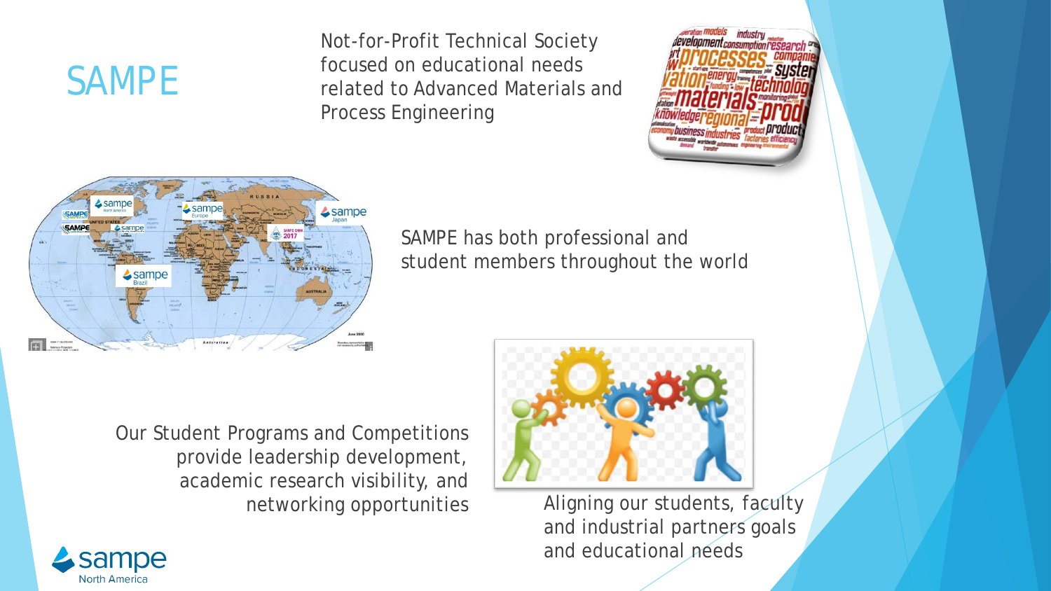# SAMPE

Not-for-Profit Technical Society focused on educational needs related to Advanced Materials and Process Engineering

SAMPE has both professional and student members throughout the world

Our Student Programs and Competitions provide leadership development, academic research visibility, and networking opportunities

Aligning our students, faculty and industrial partners goals and educational needs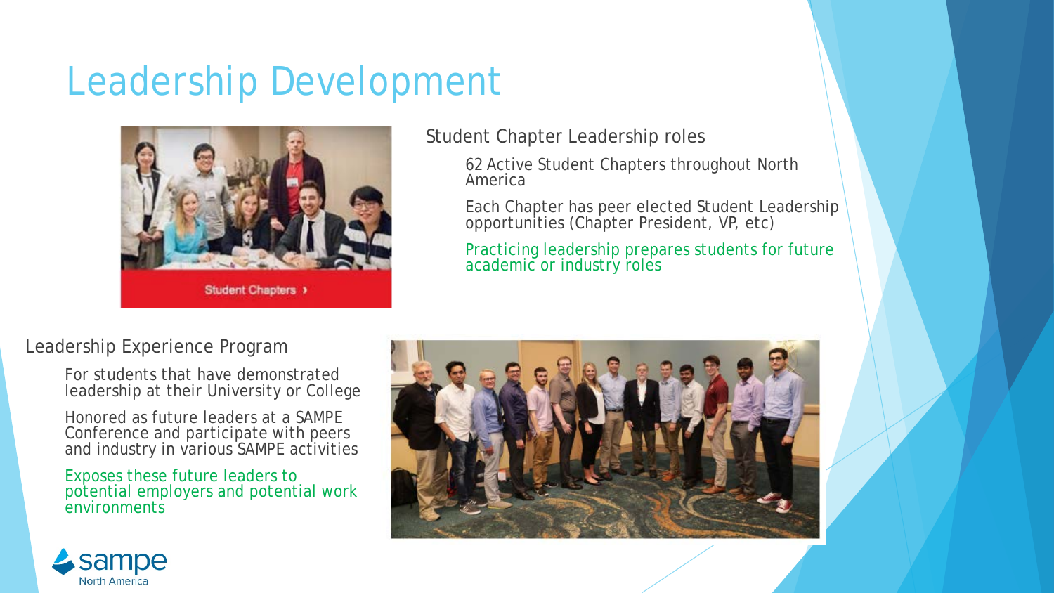# Leadership Development

Student Chapter Leadership roles

- 62 Active Student Chapters throughout North America
- Each Chapter has peer elected Student Leadership opportunities (Chapter President, VP, etc)
- Practicing leadership prepares students for future academic or industry roles

Leadership Experience Program

- For students that have demonstrated leadership at their University or College
- Honored as future leaders at a SAMPE Conference and participate with peers and industry in various SAMPE activities
- Exposes these future leaders to potential employers and potential work environments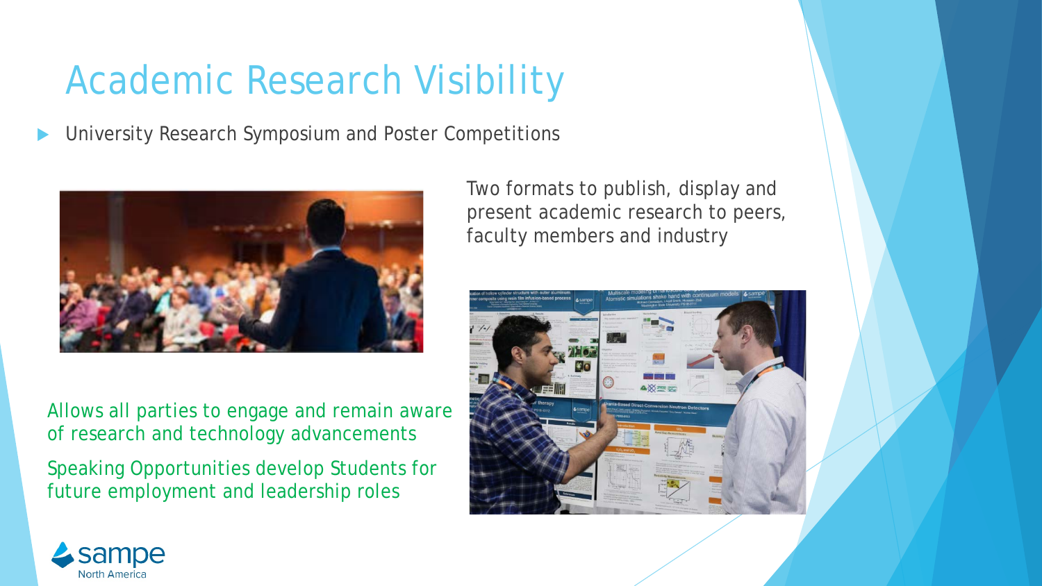# Academic Research Visibility

- University Research Symposium and Poster Competitions

Two formats to publish, display and present academic research to peers, faculty members and industry

Allows all parties to engage and remain aware of research and technology advancements

Speaking Opportunities develop Students for future employment and leadership roles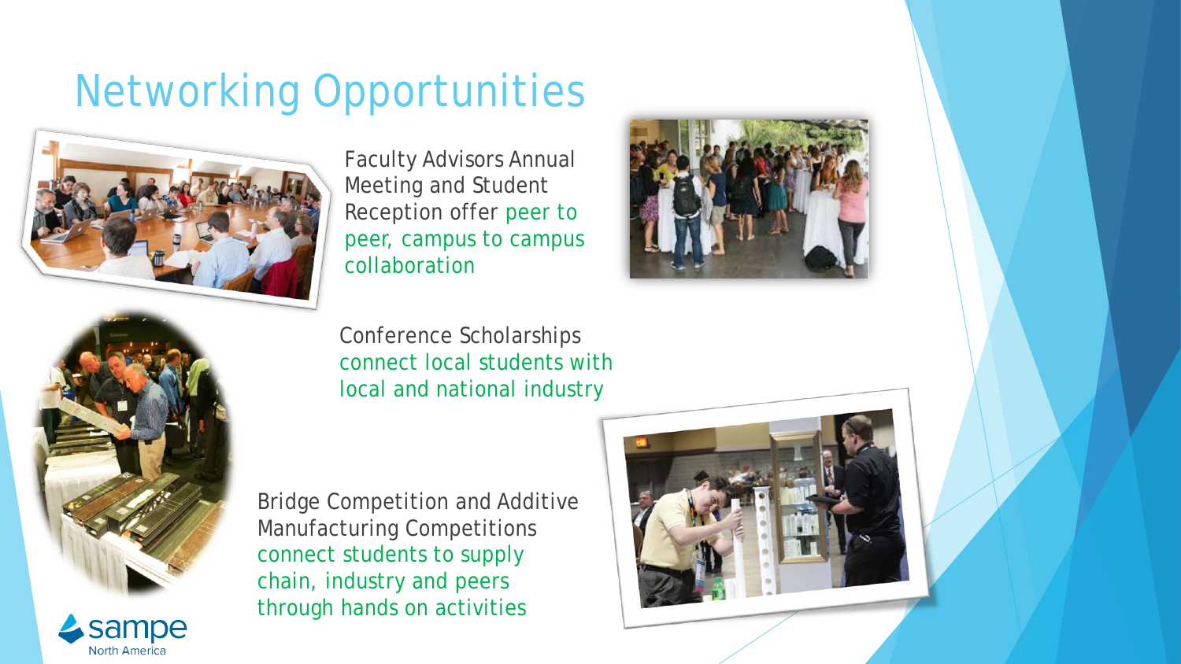# Networking Opportunities

Faculty Advisors Annual Meeting and Student Reception offer peer to peer, campus to campus collaboration

Conference Scholarships connect local students with local and national industry

Bridge Competition and Additive Manufacturing Competitions connect students to supply chain, industry and peers through hands on activities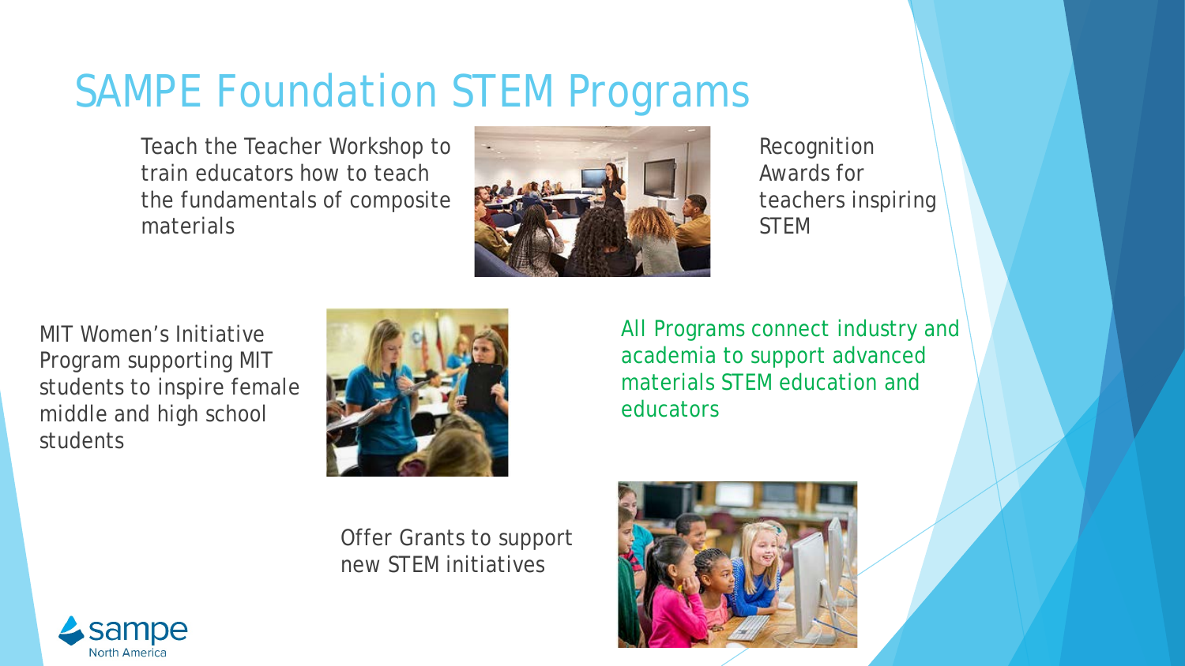# SAMPE Foundation STEM Programs

Teach the Teacher Workshop to train educators how to teach the fundamentals of composite materials

Recognition Awards for teachers inspiring STEM

MIT Women's Initiative Program supporting MIT students to inspire female middle and high school students

All Programs connect industry and academia to support advanced materials STEM education and educators

Offer Grants to support new STEM initiatives

sampe North America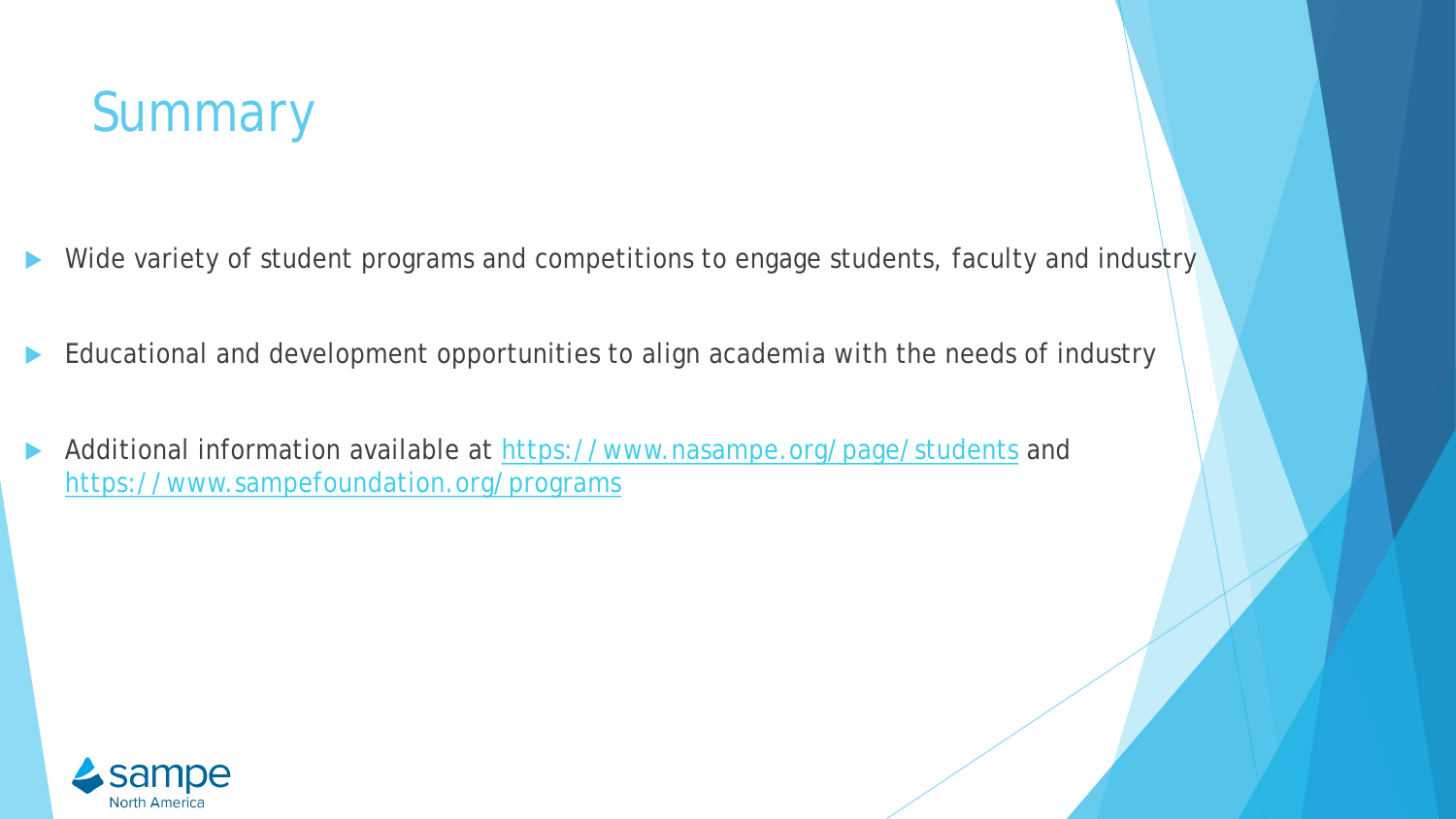# Summary

- Wide variety of student programs and competitions to engage students, faculty and industry
- Educational and development opportunities to align academia with the needs of industry
- Additional information available at https://www.nasampe.org/page/students and https://www.sampefoundation.org/programs